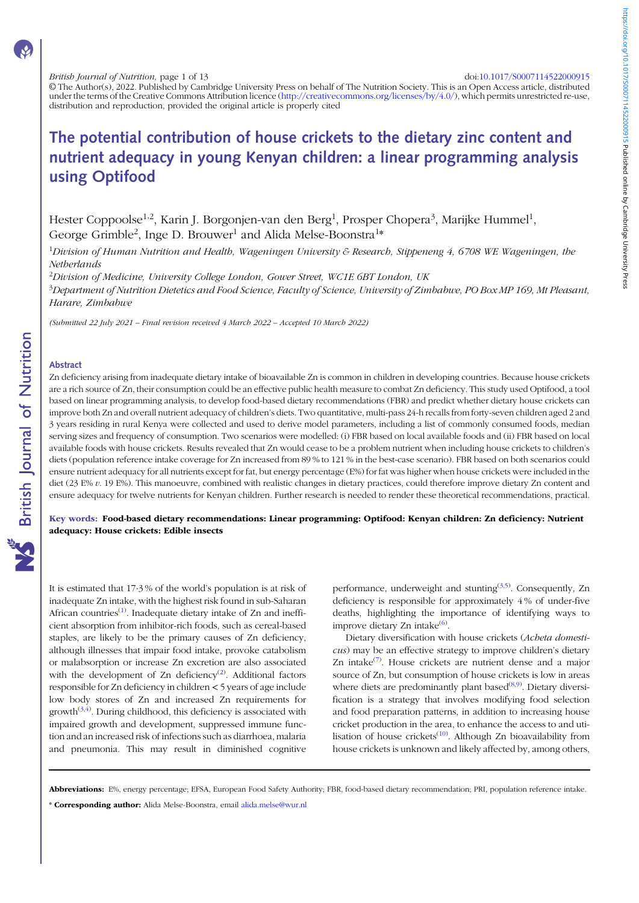© The Author(s), 2022. Published by Cambridge University Press on behalf of The Nutrition Society. This is an Open Access article, distributed under the terms of the Creative Commons Attribution licence (http://creativecommons.org/licenses/by/4.0/), which permits unrestricted re-use, distribution and reproduction, provided the original article is properly cited

# The potential contribution of house crickets to the dietary zinc content and nutrient adequacy in young Kenyan children: a linear programming analysis using Optifood

Hester Coppoolse[1,2], Karin J. Borgonjen-van den Berg[1], Prosper Chopera[3], Marijke Hummel[1], George Grimble[2], Inge D. Brouwer[1] and Alida Melse-Boonstra[1]*

[1]*Division of Human Nutrition and Health, Wageningen University & Research, Stippeneng 4, 6708 WE Wageningen, the Netherlands*

[2]*Division of Medicine, University College London, Gower Street, WC1E 6BT London, UK*

[3]*Department of Nutrition Dietetics and Food Science, Faculty of Science, University of Zimbabwe, PO Box MP 169, Mt Pleasant, Harare, Zimbabwe*

*(Submitted 22 July 2021 – Final revision received 4 March 2022 – Accepted 10 March 2022)*

## Abstract

Zn deficiency arising from inadequate dietary intake of bioavailable Zn is common in children in developing countries. Because house crickets are a rich source of Zn, their consumption could be an effective public health measure to combat Zn deficiency. This study used Optifood, a tool based on linear programming analysis, to develop food-based dietary recommendations (FBR) and predict whether dietary house crickets can improve both Zn and overall nutrient adequacy of children's diets. Two quantitative, multi-pass 24-h recalls from forty-seven children aged 2 and 3 years residing in rural Kenya were collected and used to derive model parameters, including a list of commonly consumed foods, median serving sizes and frequency of consumption. Two scenarios were modelled: (i) FBR based on local available foods and (ii) FBR based on local available foods with house crickets. Results revealed that Zn would cease to be a problem nutrient when including house crickets to children's diets (population reference intake coverage for Zn increased from 89 % to 121 % in the best-case scenario). FBR based on both scenarios could ensure nutrient adequacy for all nutrients except for fat, but energy percentage (E%) for fat was higher when house crickets were included in the diet (23 E% *v.* 19 E%). This manoeuvre, combined with realistic changes in dietary practices, could therefore improve dietary Zn content and ensure adequacy for twelve nutrients for Kenyan children. Further research is needed to render these theoretical recommendations, practical.

**Key words: Food-based dietary recommendations: Linear programming: Optifood: Kenyan children: Zn deficiency: Nutrient adequacy: House crickets: Edible insects**

It is estimated that 17·3 % of the world's population is at risk of inadequate Zn intake, with the highest risk found in sub-Saharan African countries[1]. Inadequate dietary intake of Zn and inefficient absorption from inhibitor-rich foods, such as cereal-based staples, are likely to be the primary causes of Zn deficiency, although illnesses that impair food intake, provoke catabolism or malabsorption or increase Zn excretion are also associated with the development of Zn deficiency[2]. Additional factors responsible for Zn deficiency in children < 5 years of age include low body stores of Zn and increased Zn requirements for growth[3,4]. During childhood, this deficiency is associated with impaired growth and development, suppressed immune function and an increased risk of infections such as diarrhoea, malaria and pneumonia. This may result in diminished cognitive performance, underweight and stunting[3,5]. Consequently, Zn deficiency is responsible for approximately 4 % of under-five deaths, highlighting the importance of identifying ways to improve dietary Zn intake[6].

Dietary diversification with house crickets (*Acheta domesticus*) may be an effective strategy to improve children's dietary Zn intake[7]. House crickets are nutrient dense and a major source of Zn, but consumption of house crickets is low in areas where diets are predominantly plant based[8,9]. Dietary diversification is a strategy that involves modifying food selection and food preparation patterns, in addition to increasing house cricket production in the area, to enhance the access to and utilisation of house crickets[10]. Although Zn bioavailability from house crickets is unknown and likely affected by, among others,

**Abbreviations:** E%, energy percentage; EFSA, European Food Safety Authority; FBR, food-based dietary recommendation; PRI, population reference intake.

\* **Corresponding author:** Alida Melse-Boonstra, email alida.melse@wur.nl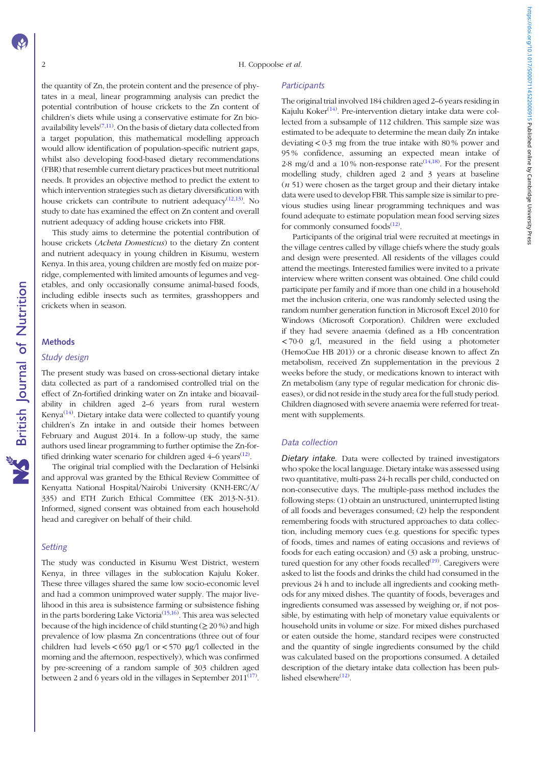the quantity of Zn, the protein content and the presence of phytates in a meal, linear programming analysis can predict the potential contribution of house crickets to the Zn content of children's diets while using a conservative estimate for Zn bioavailability levels[7,11]. On the basis of dietary data collected from a target population, this mathematical modelling approach would allow identification of population-specific nutrient gaps, whilst also developing food-based dietary recommendations (FBR) that resemble current dietary practices but meet nutritional needs. It provides an objective method to predict the extent to which intervention strategies such as dietary diversification with house crickets can contribute to nutrient adequacy[12,13]. No study to date has examined the effect on Zn content and overall nutrient adequacy of adding house crickets into FBR.

This study aims to determine the potential contribution of house crickets (*Acheta Domesticus*) to the dietary Zn content and nutrient adequacy in young children in Kisumu, western Kenya. In this area, young children are mostly fed on maize porridge, complemented with limited amounts of legumes and vegetables, and only occasionally consume animal-based foods, including edible insects such as termites, grasshoppers and crickets when in season.

## Methods

### Study design

The present study was based on cross-sectional dietary intake data collected as part of a randomised controlled trial on the effect of Zn-fortified drinking water on Zn intake and bioavailability in children aged 2–6 years from rural western Kenya[14]. Dietary intake data were collected to quantify young children's Zn intake in and outside their homes between February and August 2014. In a follow-up study, the same authors used linear programming to further optimise the Zn-fortified drinking water scenario for children aged 4–6 years[12].

The original trial complied with the Declaration of Helsinki and approval was granted by the Ethical Review Committee of Kenyatta National Hospital/Nairobi University (KNH-ERC/A/335) and ETH Zurich Ethical Committee (EK 2013-N-31). Informed, signed consent was obtained from each household head and caregiver on behalf of their child.

### Setting

The study was conducted in Kisumu West District, western Kenya, in three villages in the sublocation Kajulu Koker. These three villages shared the same low socio-economic level and had a common unimproved water supply. The major livelihood in this area is subsistence farming or subsistence fishing in the parts bordering Lake Victoria[15,16]. This area was selected because of the high incidence of child stunting (≥ 20 %) and high prevalence of low plasma Zn concentrations (three out of four children had levels < 650 μg/l or < 570 μg/l collected in the morning and the afternoon, respectively), which was confirmed by pre-screening of a random sample of 303 children aged between 2 and 6 years old in the villages in September 2011[17].

### Participants

The original trial involved 184 children aged 2–6 years residing in Kajulu Koker[14]. Pre-intervention dietary intake data were collected from a subsample of 112 children. This sample size was estimated to be adequate to determine the mean daily Zn intake deviating < 0·3 mg from the true intake with 80 % power and 95 % confidence, assuming an expected mean intake of 2·8 mg/d and a 10 % non-response rate[14,18]. For the present modelling study, children aged 2 and 3 years at baseline (*n* 51) were chosen as the target group and their dietary intake data were used to develop FBR. This sample size is similar to previous studies using linear programming techniques and was found adequate to estimate population mean food serving sizes for commonly consumed foods[12].

Participants of the original trial were recruited at meetings in the village centres called by village chiefs where the study goals and design were presented. All residents of the villages could attend the meetings. Interested families were invited to a private interview where written consent was obtained. One child could participate per family and if more than one child in a household met the inclusion criteria, one was randomly selected using the random number generation function in Microsoft Excel 2010 for Windows (Microsoft Corporation). Children were excluded if they had severe anaemia (defined as a Hb concentration < 70·0 g/l, measured in the field using a photometer (HemoCue HB 201)) or a chronic disease known to affect Zn metabolism, received Zn supplementation in the previous 2 weeks before the study, or medications known to interact with Zn metabolism (any type of regular medication for chronic diseases), or did not reside in the study area for the full study period. Children diagnosed with severe anaemia were referred for treatment with supplements.

### Data collection

*Dietary intake.* Data were collected by trained investigators who spoke the local language. Dietary intake was assessed using two quantitative, multi-pass 24-h recalls per child, conducted on non-consecutive days. The multiple-pass method includes the following steps: (1) obtain an unstructured, uninterrupted listing of all foods and beverages consumed; (2) help the respondent remembering foods with structured approaches to data collection, including memory cues (e.g. questions for specific types of foods, times and names of eating occasions and reviews of foods for each eating occasion) and (3) ask a probing, unstructured question for any other foods recalled[19]. Caregivers were asked to list the foods and drinks the child had consumed in the previous 24 h and to include all ingredients and cooking methods for any mixed dishes. The quantity of foods, beverages and ingredients consumed was assessed by weighing or, if not possible, by estimating with help of monetary value equivalents or household units in volume or size. For mixed dishes purchased or eaten outside the home, standard recipes were constructed and the quantity of single ingredients consumed by the child was calculated based on the proportions consumed. A detailed description of the dietary intake data collection has been published elsewhere[12].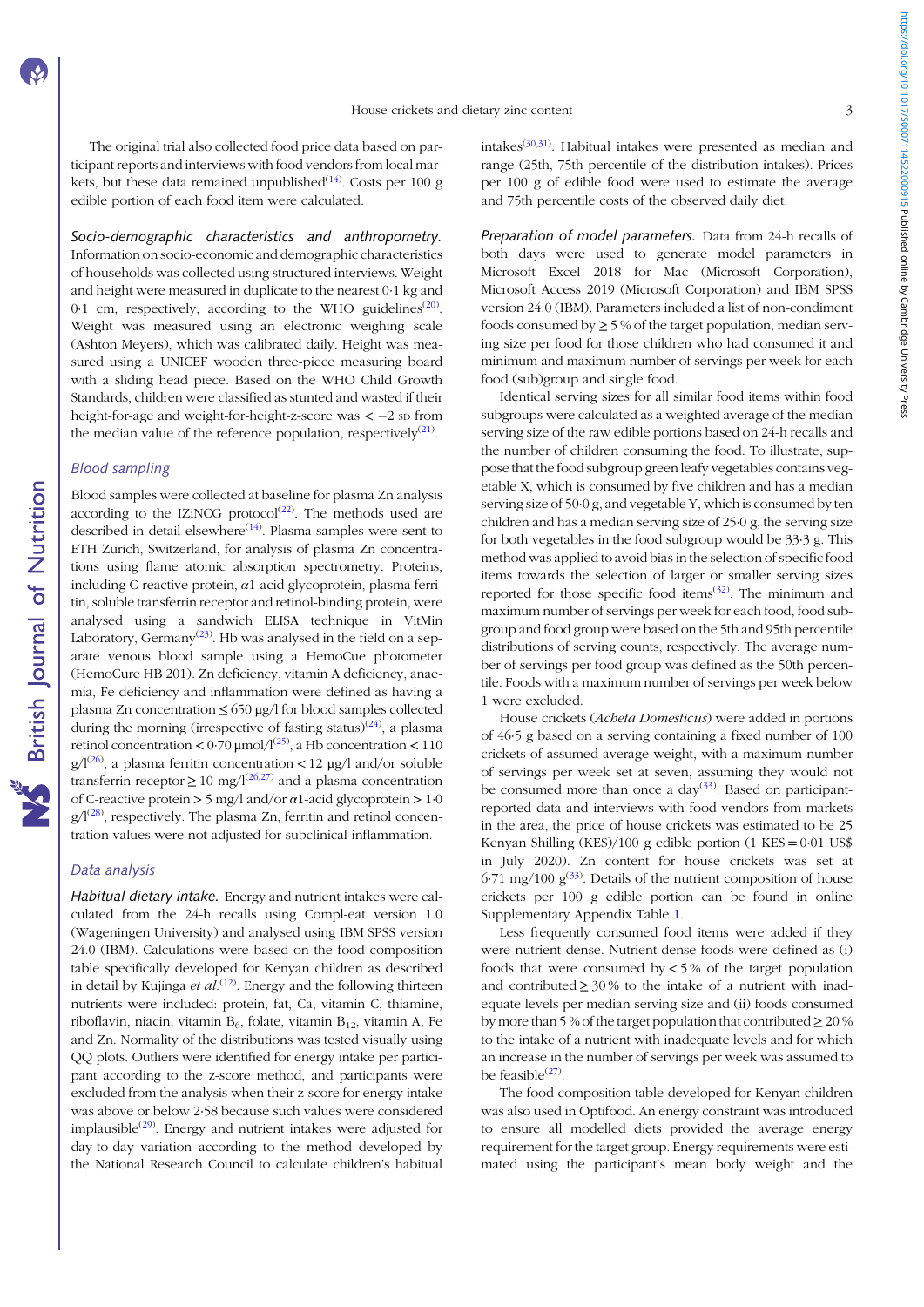The original trial also collected food price data based on participant reports and interviews with food vendors from local markets, but these data remained unpublished[14]. Costs per 100 g edible portion of each food item were calculated.

*Socio-demographic characteristics and anthropometry.* Information on socio-economic and demographic characteristics of households was collected using structured interviews. Weight and height were measured in duplicate to the nearest 0·1 kg and 0·1 cm, respectively, according to the WHO guidelines[20]. Weight was measured using an electronic weighing scale (Ashton Meyers), which was calibrated daily. Height was measured using a UNICEF wooden three-piece measuring board with a sliding head piece. Based on the WHO Child Growth Standards, children were classified as stunted and wasted if their height-for-age and weight-for-height-z-score was $< -2$ SD from the median value of the reference population, respectively[21].

### Blood sampling

Blood samples were collected at baseline for plasma Zn analysis according to the IZiNCG protocol[22]. The methods used are described in detail elsewhere[14]. Plasma samples were sent to ETH Zurich, Switzerland, for analysis of plasma Zn concentrations using flame atomic absorption spectrometry. Proteins, including C-reactive protein, $\alpha$1-acid glycoprotein, plasma ferritin, soluble transferrin receptor and retinol-binding protein, were analysed using a sandwich ELISA technique in VitMin Laboratory, Germany[23]. Hb was analysed in the field on a separate venous blood sample using a HemoCue photometer (HemoCure HB 201). Zn deficiency, vitamin A deficiency, anaemia, Fe deficiency and inflammation were defined as having a plasma Zn concentration $\leq 650$ µg/l for blood samples collected during the morning (irrespective of fasting status)[24], a plasma retinol concentration $< 0·70$ µmol/l[25], a Hb concentration $< 110$ g/l[26], a plasma ferritin concentration $< 12$ µg/l and/or soluble transferrin receptor $\geq 10$ mg/l[26,27] and a plasma concentration of C-reactive protein $> 5$ mg/l and/or $\alpha$1-acid glycoprotein $> 1·0$ g/l[28], respectively. The plasma Zn, ferritin and retinol concentration values were not adjusted for subclinical inflammation.

### Data analysis

*Habitual dietary intake.* Energy and nutrient intakes were calculated from the 24-h recalls using Compl-eat version 1.0 (Wageningen University) and analysed using IBM SPSS version 24.0 (IBM). Calculations were based on the food composition table specifically developed for Kenyan children as described in detail by Kujinga *et al.*[12]. Energy and the following thirteen nutrients were included: protein, fat, Ca, vitamin C, thiamine, riboflavin, niacin, vitamin $B_6$, folate, vitamin $B_{12}$, vitamin A, Fe and Zn. Normality of the distributions was tested visually using QQ plots. Outliers were identified for energy intake per participant according to the z-score method, and participants were excluded from the analysis when their z-score for energy intake was above or below 2·58 because such values were considered implausible[29]. Energy and nutrient intakes were adjusted for day-to-day variation according to the method developed by the National Research Council to calculate children's habitual intakes[30,31]. Habitual intakes were presented as median and range (25th, 75th percentile of the distribution intakes). Prices per 100 g of edible food were used to estimate the average and 75th percentile costs of the observed daily diet.

*Preparation of model parameters.* Data from 24-h recalls of both days were used to generate model parameters in Microsoft Excel 2018 for Mac (Microsoft Corporation), Microsoft Access 2019 (Microsoft Corporation) and IBM SPSS version 24.0 (IBM). Parameters included a list of non-condiment foods consumed by $\geq 5$ % of the target population, median serving size per food for those children who had consumed it and minimum and maximum number of servings per week for each food (sub)group and single food.

Identical serving sizes for all similar food items within food subgroups were calculated as a weighted average of the median serving size of the raw edible portions based on 24-h recalls and the number of children consuming the food. To illustrate, suppose that the food subgroup green leafy vegetables contains vegetable X, which is consumed by five children and has a median serving size of 50·0 g, and vegetable Y, which is consumed by ten children and has a median serving size of 25·0 g, the serving size for both vegetables in the food subgroup would be 33·3 g. This method was applied to avoid bias in the selection of specific food items towards the selection of larger or smaller serving sizes reported for those specific food items[32]. The minimum and maximum number of servings per week for each food, food subgroup and food group were based on the 5th and 95th percentile distributions of serving counts, respectively. The average number of servings per food group was defined as the 50th percentile. Foods with a maximum number of servings per week below 1 were excluded.

House crickets (*Acheta Domesticus*) were added in portions of 46·5 g based on a serving containing a fixed number of 100 crickets of assumed average weight, with a maximum number of servings per week set at seven, assuming they would not be consumed more than once a day[33]. Based on participant-reported data and interviews with food vendors from markets in the area, the price of house crickets was estimated to be 25 Kenyan Shilling (KES)/100 g edible portion (1 KES = 0·01 US$ in July 2020). Zn content for house crickets was set at 6·71 mg/100 g[33]. Details of the nutrient composition of house crickets per 100 g edible portion can be found in online Supplementary Appendix Table 1.

Less frequently consumed food items were added if they were nutrient dense. Nutrient-dense foods were defined as (i) foods that were consumed by $< 5$ % of the target population and contributed $\geq 30$ % to the intake of a nutrient with inadequate levels per median serving size and (ii) foods consumed by more than 5 % of the target population that contributed $\geq 20$ % to the intake of a nutrient with inadequate levels and for which an increase in the number of servings per week was assumed to be feasible[27].

The food composition table developed for Kenyan children was also used in Optifood. An energy constraint was introduced to ensure all modelled diets provided the average energy requirement for the target group. Energy requirements were estimated using the participant's mean body weight and the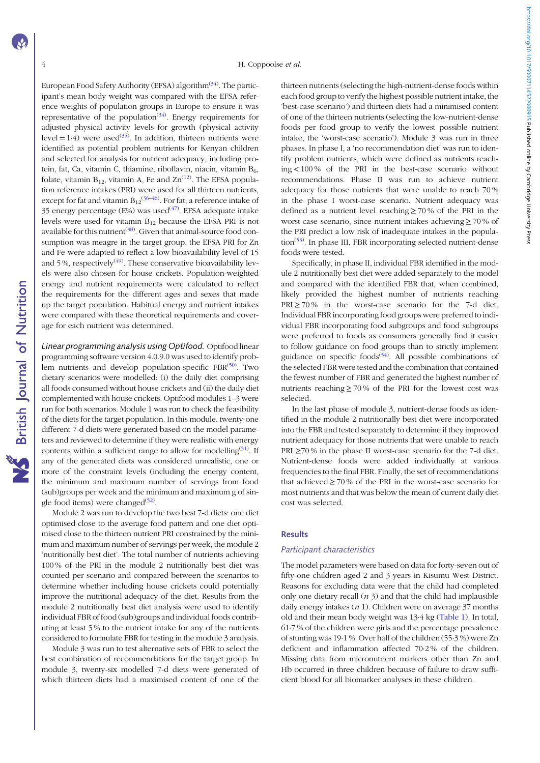European Food Safety Authority (EFSA) algorithm[34]. The participant's mean body weight was compared with the EFSA reference weights of population groups in Europe to ensure it was representative of the population[34]. Energy requirements for adjusted physical activity levels for growth (physical activity level = 1·4) were used[35]. In addition, thirteen nutrients were identified as potential problem nutrients for Kenyan children and selected for analysis for nutrient adequacy, including protein, fat, Ca, vitamin C, thiamine, riboflavin, niacin, vitamin $B_6$, folate, vitamin $B_{12}$, vitamin A, Fe and Zn[12]. The EFSA population reference intakes (PRI) were used for all thirteen nutrients, except for fat and vitamin $B_{12}$[36–46]. For fat, a reference intake of 35 energy percentage (E%) was used[47]. EFSA adequate intake levels were used for vitamin $B_{12}$ because the EFSA PRI is not available for this nutrient[48]. Given that animal-source food consumption was meagre in the target group, the EFSA PRI for Zn and Fe were adapted to reflect a low bioavailability level of 15 and 5 %, respectively[49]. These conservative bioavailability levels were also chosen for house crickets. Population-weighted energy and nutrient requirements were calculated to reflect the requirements for the different ages and sexes that made up the target population. Habitual energy and nutrient intakes were compared with these theoretical requirements and coverage for each nutrient was determined.

*Linear programming analysis using Optifood.* Optifood linear programming software version 4.0.9.0 was used to identify problem nutrients and develop population-specific FBR[50]. Two dietary scenarios were modelled: (i) the daily diet comprising all foods consumed without house crickets and (ii) the daily diet complemented with house crickets. Optifood modules 1–3 were run for both scenarios. Module 1 was run to check the feasibility of the diets for the target population. In this module, twenty-one different 7-d diets were generated based on the model parameters and reviewed to determine if they were realistic with energy contents within a sufficient range to allow for modelling[51]. If any of the generated diets was considered unrealistic, one or more of the constraint levels (including the energy content, the minimum and maximum number of servings from food (sub)groups per week and the minimum and maximum g of single food items) were changed[52].

Module 2 was run to develop the two best 7-d diets: one diet optimised close to the average food pattern and one diet optimised close to the thirteen nutrient PRI constrained by the minimum and maximum number of servings per week, the module 2 'nutritionally best diet'. The total number of nutrients achieving 100 % of the PRI in the module 2 nutritionally best diet was counted per scenario and compared between the scenarios to determine whether including house crickets could potentially improve the nutritional adequacy of the diet. Results from the module 2 nutritionally best diet analysis were used to identify individual FBR of food (sub)groups and individual foods contributing at least 5 % to the nutrient intake for any of the nutrients considered to formulate FBR for testing in the module 3 analysis.

Module 3 was run to test alternative sets of FBR to select the best combination of recommendations for the target group. In module 3, twenty-six modelled 7-d diets were generated of which thirteen diets had a maximised content of one of the thirteen nutrients (selecting the high-nutrient-dense foods within each food group to verify the highest possible nutrient intake, the 'best-case scenario') and thirteen diets had a minimised content of one of the thirteen nutrients (selecting the low-nutrient-dense foods per food group to verify the lowest possible nutrient intake, the 'worst-case scenario'). Module 3 was run in three phases. In phase I, a 'no recommendation diet' was run to identify problem nutrients, which were defined as nutrients reaching < 100 % of the PRI in the best-case scenario without recommendations. Phase II was run to achieve nutrient adequacy for those nutrients that were unable to reach 70 % in the phase I worst-case scenario. Nutrient adequacy was defined as a nutrient level reaching ≥ 70 % of the PRI in the worst-case scenario, since nutrient intakes achieving ≥ 70 % of the PRI predict a low risk of inadequate intakes in the population[53]. In phase III, FBR incorporating selected nutrient-dense foods were tested.

Specifically, in phase II, individual FBR identified in the module 2 nutritionally best diet were added separately to the model and compared with the identified FBR that, when combined, likely provided the highest number of nutrients reaching PRI ≥ 70 % in the worst-case scenario for the 7-d diet. Individual FBR incorporating food groups were preferred to individual FBR incorporating food subgroups and food subgroups were preferred to foods as consumers generally find it easier to follow guidance on food groups than to strictly implement guidance on specific foods[54]. All possible combinations of the selected FBR were tested and the combination that contained the fewest number of FBR and generated the highest number of nutrients reaching ≥ 70 % of the PRI for the lowest cost was selected.

In the last phase of module 3, nutrient-dense foods as identified in the module 2 nutritionally best diet were incorporated into the FBR and tested separately to determine if they improved nutrient adequacy for those nutrients that were unable to reach PRI ≥70 % in the phase II worst-case scenario for the 7-d diet. Nutrient-dense foods were added individually at various frequencies to the final FBR. Finally, the set of recommendations that achieved ≥ 70 % of the PRI in the worst-case scenario for most nutrients and that was below the mean of current daily diet cost was selected.

## Results

### Participant characteristics

The model parameters were based on data for forty-seven out of fifty-one children aged 2 and 3 years in Kisumu West District. Reasons for excluding data were that the child had completed only one dietary recall (*n* 3) and that the child had implausible daily energy intakes (*n* 1). Children were on average 37 months old and their mean body weight was 13·4 kg (Table 1). In total, 61·7 % of the children were girls and the percentage prevalence of stunting was 19·1 %. Over half of the children (55·3 %) were Zn deficient and inflammation affected 70·2 % of the children. Missing data from micronutrient markers other than Zn and Hb occurred in three children because of failure to draw sufficient blood for all biomarker analyses in these children.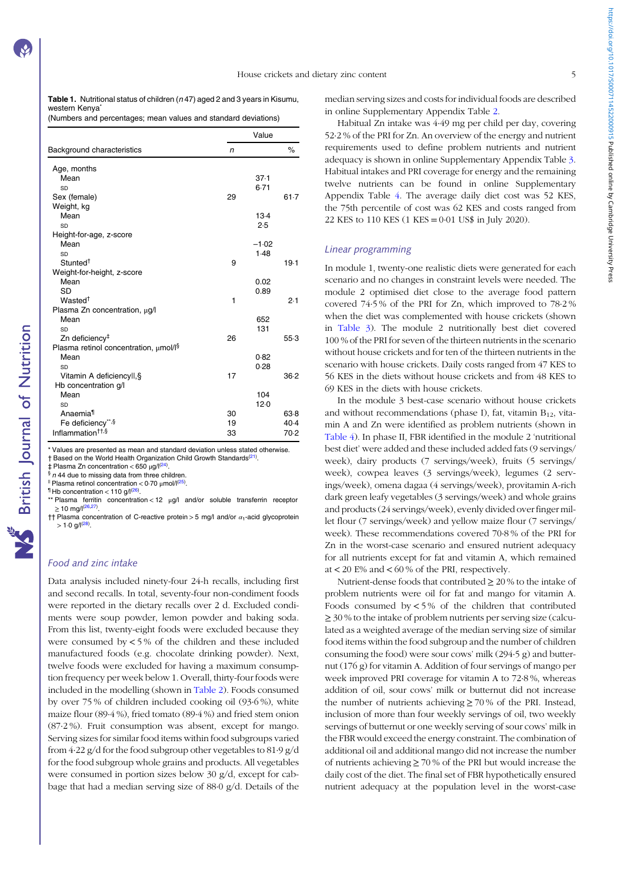**Table 1.** Nutritional status of children (*n* 47) aged 2 and 3 years in Kisumu, western Kenya*

(Numbers and percentages; mean values and standard deviations)

| | Value | |
|---|---|---|
| Background characteristics | *n* | % |
| Age, months | | |
| Mean | | 37·1 |
| SD | | 6·71 |
| Sex (female) | 29 | 61·7 |
| Weight, kg | | |
| Mean | | 13·4 |
| SD | | 2·5 |
| Height-for-age, z-score | | |
| Mean | | −1·02 |
| SD | | 1·48 |
| Stunted† | 9 | 19·1 |
| Weight-for-height, z-score | | |
| Mean | | 0.02 |
| SD | | 0.89 |
| Wasted† | 1 | 2·1 |
| Plasma Zn concentration, μg/l | | |
| Mean | | 652 |
| SD | | 131 |
| Zn deficiency‡ | 26 | 55·3 |
| Plasma retinol concentration, μmol/l§ | | |
| Mean | | 0·82 |
| SD | | 0·28 |
| Vitamin A deficiency‖,§ | 17 | 36·2 |
| Hb concentration g/l | | |
| Mean | | 104 |
| SD | | 12·0 |
| Anaemia¶ | 30 | 63·8 |
| Fe deficiency**,§ | 19 | 40·4 |
| Inflammation††,§ | 33 | 70·2 |

\* Values are presented as mean and standard deviation unless stated otherwise.
† Based on the World Health Organization Child Growth Standards[21].
‡ Plasma Zn concentration < 650 μg/l[24].
§ *n* 44 due to missing data from three children.
‖ Plasma retinol concentration < 0·70 μmol/l[25].
¶ Hb concentration < 110 g/l[26].
** Plasma ferritin concentration < 12 μg/l and/or soluble transferrin receptor ≥ 10 mg/l[26,27].
†† Plasma concentration of C-reactive protein > 5 mg/l and/or $\alpha_1$-acid glycoprotein > 1·0 g/l[28].

### *Food and zinc intake*

Data analysis included ninety-four 24-h recalls, including first and second recalls. In total, seventy-four non-condiment foods were reported in the dietary recalls over 2 d. Excluded condiments were soup powder, lemon powder and baking soda. From this list, twenty-eight foods were excluded because they were consumed by < 5 % of the children and these included manufactured foods (e.g. chocolate drinking powder). Next, twelve foods were excluded for having a maximum consumption frequency per week below 1. Overall, thirty-four foods were included in the modelling (shown in Table 2). Foods consumed by over 75 % of children included cooking oil (93·6 %), white maize flour (89·4 %), fried tomato (89·4 %) and fried stem onion (87·2 %). Fruit consumption was absent, except for mango. Serving sizes for similar food items within food subgroups varied from 4·22 g/d for the food subgroup other vegetables to 81·9 g/d for the food subgroup whole grains and products. All vegetables were consumed in portion sizes below 30 g/d, except for cabbage that had a median serving size of 88·0 g/d. Details of the median serving sizes and costs for individual foods are described in online Supplementary Appendix Table 2.

Habitual Zn intake was 4·49 mg per child per day, covering 52·2 % of the PRI for Zn. An overview of the energy and nutrient requirements used to define problem nutrients and nutrient adequacy is shown in online Supplementary Appendix Table 3. Habitual intakes and PRI coverage for energy and the remaining twelve nutrients can be found in online Supplementary Appendix Table 4. The average daily diet cost was 52 KES, the 75th percentile of cost was 62 KES and costs ranged from 22 KES to 110 KES (1 KES = 0·01 US$ in July 2020).

### *Linear programming*

In module 1, twenty-one realistic diets were generated for each scenario and no changes in constraint levels were needed. The module 2 optimised diet close to the average food pattern covered 74·5 % of the PRI for Zn, which improved to 78·2 % when the diet was complemented with house crickets (shown in Table 3). The module 2 nutritionally best diet covered 100 % of the PRI for seven of the thirteen nutrients in the scenario without house crickets and for ten of the thirteen nutrients in the scenario with house crickets. Daily costs ranged from 47 KES to 56 KES in the diets without house crickets and from 48 KES to 69 KES in the diets with house crickets.

In the module 3 best-case scenario without house crickets and without recommendations (phase I), fat, vitamin $B_{12}$, vitamin A and Zn were identified as problem nutrients (shown in Table 4). In phase II, FBR identified in the module 2 'nutritional best diet' were added and these included added fats (9 servings/week), dairy products (7 servings/week), fruits (5 servings/week), cowpea leaves (3 servings/week), legumes (2 servings/week), omena dagaa (4 servings/week), provitamin A-rich dark green leafy vegetables (3 servings/week) and whole grains and products (24 servings/week), evenly divided over finger millet flour (7 servings/week) and yellow maize flour (7 servings/week). These recommendations covered 70·8 % of the PRI for Zn in the worst-case scenario and ensured nutrient adequacy for all nutrients except for fat and vitamin A, which remained at < 20 E% and < 60 % of the PRI, respectively.

Nutrient-dense foods that contributed ≥ 20 % to the intake of problem nutrients were oil for fat and mango for vitamin A. Foods consumed by < 5 % of the children that contributed ≥ 30 % to the intake of problem nutrients per serving size (calculated as a weighted average of the median serving size of similar food items within the food subgroup and the number of children consuming the food) were sour cows' milk (294·5 g) and butternut (176 g) for vitamin A. Addition of four servings of mango per week improved PRI coverage for vitamin A to 72·8 %, whereas addition of oil, sour cows' milk or butternut did not increase the number of nutrients achieving ≥ 70 % of the PRI. Instead, inclusion of more than four weekly servings of oil, two weekly servings of butternut or one weekly serving of sour cows' milk in the FBR would exceed the energy constraint. The combination of additional oil and additional mango did not increase the number of nutrients achieving ≥ 70 % of the PRI but would increase the daily cost of the diet. The final set of FBR hypothetically ensured nutrient adequacy at the population level in the worst-case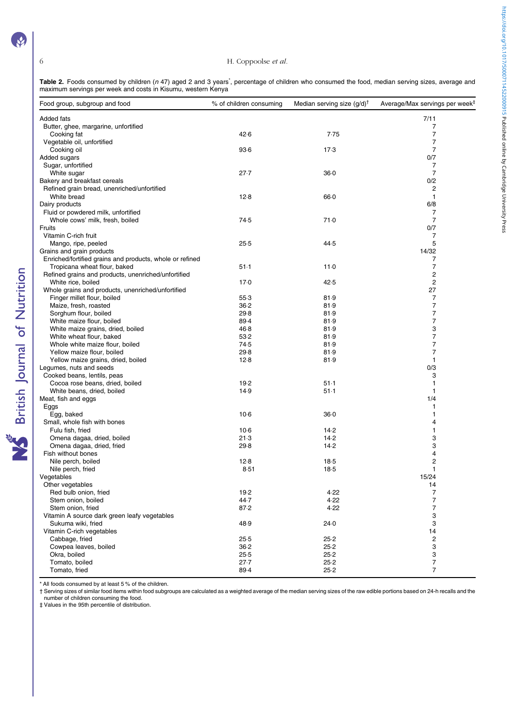**Table 2.** Foods consumed by children (*n* 47) aged 2 and 3 years*, percentage of children who consumed the food, median serving sizes, average and maximum servings per week and costs in Kisumu, western Kenya

| Food group, subgroup and food | % of children consuming | Median serving size (g/d)† | Average/Max servings per week‡ |
|---|---|---|---|
| Added fats | | | 7/11 |
| Butter, ghee, margarine, unfortified | | | 7 |
| Cooking fat | 42·6 | 7·75 | 7 |
| Vegetable oil, unfortified | | | 7 |
| Cooking oil | 93·6 | 17·3 | 7 |
| Added sugars | | | 0/7 |
| Sugar, unfortified | | | 7 |
| White sugar | 27·7 | 36·0 | 7 |
| Bakery and breakfast cereals | | | 0/2 |
| Refined grain bread, unenriched/unfortified | | | 2 |
| White bread | 12·8 | 66·0 | 1 |
| Dairy products | | | 6/8 |
| Fluid or powdered milk, unfortified | | | 7 |
| Whole cows' milk, fresh, boiled | 74·5 | 71·0 | 7 |
| Fruits | | | 0/7 |
| Vitamin C-rich fruit | | | 7 |
| Mango, ripe, peeled | 25·5 | 44·5 | 5 |
| Grains and grain products | | | 14/32 |
| Enriched/fortified grains and products, whole or refined | | | 7 |
| Tropicana wheat flour, baked | 51·1 | 11·0 | 7 |
| Refined grains and products, unenriched/unfortified | | | 2 |
| White rice, boiled | 17·0 | 42·5 | 2 |
| Whole grains and products, unenriched/unfortified | | | 27 |
| Finger millet flour, boiled | 55·3 | 81·9 | 7 |
| Maize, fresh, roasted | 36·2 | 81·9 | 7 |
| Sorghum flour, boiled | 29·8 | 81·9 | 7 |
| White maize flour, boiled | 89·4 | 81·9 | 7 |
| White maize grains, dried, boiled | 46·8 | 81·9 | 3 |
| White wheat flour, baked | 53·2 | 81·9 | 7 |
| Whole white maize flour, boiled | 74·5 | 81·9 | 7 |
| Yellow maize flour, boiled | 29·8 | 81·9 | 7 |
| Yellow maize grains, dried, boiled | 12·8 | 81·9 | 1 |
| Legumes, nuts and seeds | | | 0/3 |
| Cooked beans, lentils, peas | | | 3 |
| Cocoa rose beans, dried, boiled | 19·2 | 51·1 | 1 |
| White beans, dried, boiled | 14·9 | 51·1 | 1 |
| Meat, fish and eggs | | | 1/4 |
| Eggs | | | 1 |
| Egg, baked | 10·6 | 36·0 | 1 |
| Small, whole fish with bones | | | 4 |
| Fulu fish, fried | 10·6 | 14·2 | 1 |
| Omena dagaa, dried, boiled | 21·3 | 14·2 | 3 |
| Omena dagaa, dried, fried | 29·8 | 14·2 | 3 |
| Fish without bones | | | 4 |
| Nile perch, boiled | 12·8 | 18·5 | 2 |
| Nile perch, fried | 8·51 | 18·5 | 1 |
| Vegetables | | | 15/24 |
| Other vegetables | | | 14 |
| Red bulb onion, fried | 19·2 | 4·22 | 7 |
| Stem onion, boiled | 44·7 | 4·22 | 7 |
| Stem onion, fried | 87·2 | 4·22 | 7 |
| Vitamin A source dark green leafy vegetables | | | 3 |
| Sukuma wiki, fried | 48·9 | 24·0 | 3 |
| Vitamin C-rich vegetables | | | 14 |
| Cabbage, fried | 25·5 | 25·2 | 2 |
| Cowpea leaves, boiled | 36·2 | 25·2 | 3 |
| Okra, boiled | 25·5 | 25·2 | 3 |
| Tomato, boiled | 27·7 | 25·2 | 7 |
| Tomato, fried | 89·4 | 25·2 | 7 |

\* All foods consumed by at least 5 % of the children.

† Serving sizes of similar food items within food subgroups are calculated as a weighted average of the median serving sizes of the raw edible portions based on 24-h recalls and the number of children consuming the food.

‡ Values in the 95th percentile of distribution.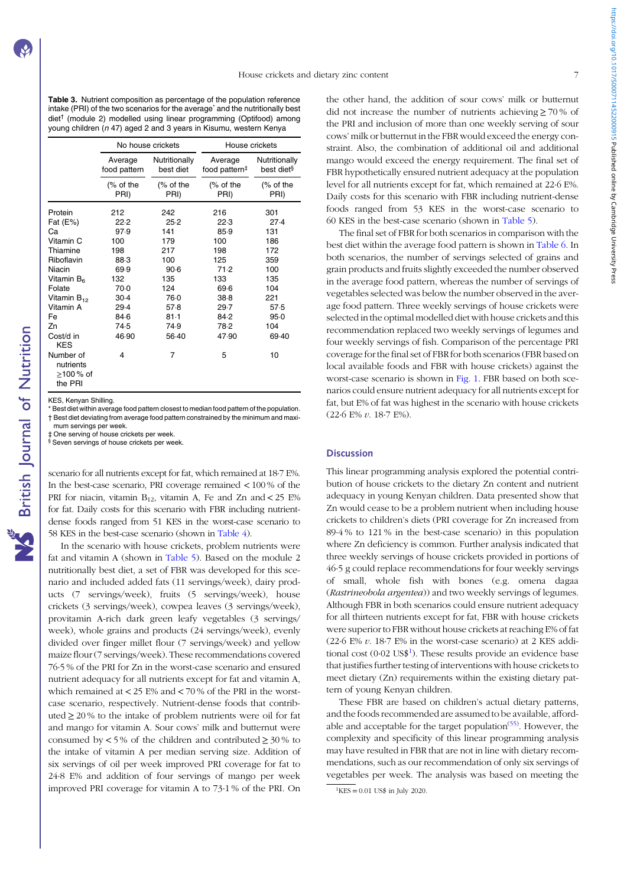**Table 3.** Nutrient composition as percentage of the population reference intake (PRI) of the two scenarios for the average* and the nutritionally best diet† (module 2) modelled using linear programming (Optifood) among young children (*n* 47) aged 2 and 3 years in Kisumu, western Kenya

| | No house crickets | | House crickets | |
|---|---|---|---|---|
| | Average food pattern | Nutritionally best diet | Average food pattern‡ | Nutritionally best diet§ |
| | (% of the PRI) | (% of the PRI) | (% of the PRI) | (% of the PRI) |
| Protein | 212 | 242 | 216 | 301 |
| Fat (E%) | 22·2 | 25·2 | 22·3 | 27·4 |
| Ca | 97·9 | 141 | 85·9 | 131 |
| Vitamin C | 100 | 179 | 100 | 186 |
| Thiamine | 198 | 217 | 198 | 172 |
| Riboflavin | 88·3 | 100 | 125 | 359 |
| Niacin | 69·9 | 90·6 | 71·2 | 100 |
| Vitamin $B_6$ | 132 | 135 | 133 | 135 |
| Folate | 70·0 | 124 | 69·6 | 104 |
| Vitamin $B_{12}$ | 30·4 | 76·0 | 38·8 | 221 |
| Vitamin A | 29·4 | 57·8 | 29·7 | 57·5 |
| Fe | 84·6 | 81·1 | 84·2 | 95·0 |
| Zn | 74·5 | 74·9 | 78·2 | 104 |
| Cost/d in KES | 46·90 | 56·40 | 47·90 | 69·40 |
| Number of nutrients ≥100 % of the PRI | 4 | 7 | 5 | 10 |

KES, Kenyan Shilling.
\* Best diet within average food pattern closest to median food pattern of the population.
† Best diet deviating from average food pattern constrained by the minimum and maximum servings per week.
‡ One serving of house crickets per week.
§ Seven servings of house crickets per week.

scenario for all nutrients except for fat, which remained at 18·7 E%. In the best-case scenario, PRI coverage remained < 100 % of the PRI for niacin, vitamin $B_{12}$, vitamin A, Fe and Zn and < 25 E% for fat. Daily costs for this scenario with FBR including nutrient-dense foods ranged from 51 KES in the worst-case scenario to 58 KES in the best-case scenario (shown in Table 4).

In the scenario with house crickets, problem nutrients were fat and vitamin A (shown in Table 5). Based on the module 2 nutritionally best diet, a set of FBR was developed for this scenario and included added fats (11 servings/week), dairy products (7 servings/week), fruits (5 servings/week), house crickets (3 servings/week), cowpea leaves (3 servings/week), provitamin A-rich dark green leafy vegetables (3 servings/week), whole grains and products (24 servings/week), evenly divided over finger millet flour (7 servings/week) and yellow maize flour (7 servings/week). These recommendations covered 76·5 % of the PRI for Zn in the worst-case scenario and ensured nutrient adequacy for all nutrients except for fat and vitamin A, which remained at < 25 E% and < 70 % of the PRI in the worst-case scenario, respectively. Nutrient-dense foods that contributed ≥ 20 % to the intake of problem nutrients were oil for fat and mango for vitamin A. Sour cows' milk and butternut were consumed by < 5 % of the children and contributed ≥ 30 % to the intake of vitamin A per median serving size. Addition of six servings of oil per week improved PRI coverage for fat to 24·8 E% and addition of four servings of mango per week improved PRI coverage for vitamin A to 73·1 % of the PRI. On the other hand, the addition of sour cows' milk or butternut did not increase the number of nutrients achieving ≥ 70 % of the PRI and inclusion of more than one weekly serving of sour cows' milk or butternut in the FBR would exceed the energy constraint. Also, the combination of additional oil and additional mango would exceed the energy requirement. The final set of FBR hypothetically ensured nutrient adequacy at the population level for all nutrients except for fat, which remained at 22·6 E%. Daily costs for this scenario with FBR including nutrient-dense foods ranged from 53 KES in the worst-case scenario to 60 KES in the best-case scenario (shown in Table 5).

The final set of FBR for both scenarios in comparison with the best diet within the average food pattern is shown in Table 6. In both scenarios, the number of servings selected of grains and grain products and fruits slightly exceeded the number observed in the average food pattern, whereas the number of servings of vegetables selected was below the number observed in the average food pattern. Three weekly servings of house crickets were selected in the optimal modelled diet with house crickets and this recommendation replaced two weekly servings of legumes and four weekly servings of fish. Comparison of the percentage PRI coverage for the final set of FBR for both scenarios (FBR based on local available foods and FBR with house crickets) against the worst-case scenario is shown in Fig. 1. FBR based on both scenarios could ensure nutrient adequacy for all nutrients except for fat, but E% of fat was highest in the scenario with house crickets (22·6 E% *v.* 18·7 E%).

## Discussion

This linear programming analysis explored the potential contribution of house crickets to the dietary Zn content and nutrient adequacy in young Kenyan children. Data presented show that Zn would cease to be a problem nutrient when including house crickets to children's diets (PRI coverage for Zn increased from 89·4 % to 121 % in the best-case scenario) in this population where Zn deficiency is common. Further analysis indicated that three weekly servings of house crickets provided in portions of 46·5 g could replace recommendations for four weekly servings of small, whole fish with bones (e.g. omena dagaa (*Rastrineobola argentea*)) and two weekly servings of legumes. Although FBR in both scenarios could ensure nutrient adequacy for all thirteen nutrients except for fat, FBR with house crickets were superior to FBR without house crickets at reaching E% of fat (22·6 E% *v.* 18·7 E% in the worst-case scenario) at 2 KES additional cost (0·02 US$[1]). These results provide an evidence base that justifies further testing of interventions with house crickets to meet dietary (Zn) requirements within the existing dietary pattern of young Kenyan children.

These FBR are based on children's actual dietary patterns, and the foods recommended are assumed to be available, affordable and acceptable for the target population[55]. However, the complexity and specificity of this linear programming analysis may have resulted in FBR that are not in line with dietary recommendations, such as our recommendation of only six servings of vegetables per week. The analysis was based on meeting the

[1]KES = 0.01 US$ in July 2020.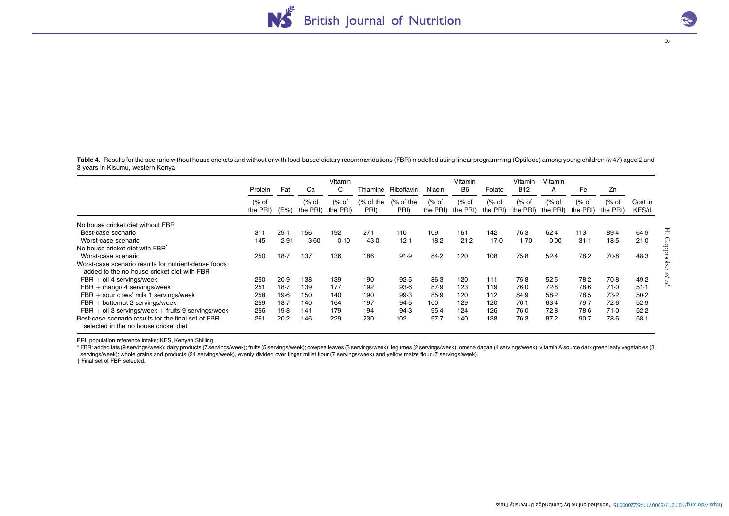**Table 4.** Results for the scenario without house crickets and without or with food-based dietary recommendations (FBR) modelled using linear programming (Optifood) among young children (*n* 47) aged 2 and 3 years in Kisumu, western Kenya

| | Protein | Fat | Ca | Vitamin C | Thiamine | Riboflavin | Niacin | Vitamin B6 | Folate | Vitamin B12 | Vitamin A | Fe | Zn | |
|---|---|---|---|---|---|---|---|---|---|---|---|---|---|---|
| | (% of the PRI) | (E%) | (% of the PRI) | (% of the PRI) | (% of the PRI) | (% of the PRI) | (% of the PRI) | (% of the PRI) | (% of the PRI) | (% of the PRI) | (% of the PRI) | (% of the PRI) | (% of the PRI) | Cost in KES/d |
| No house cricket diet without FBR | | | | | | | | | | | | | | |
| Best-case scenario | 311 | 29·1 | 156 | 192 | 271 | 110 | 109 | 161 | 142 | 76·3 | 62·4 | 113 | 89·4 | 64·9 |
| Worst-case scenario | 145 | 2·91 | 3·60 | 0·10 | 43·0 | 12·1 | 18·2 | 21·2 | 17·0 | 1·70 | 0·00 | 31·1 | 18·5 | 21·0 |
| No house cricket diet with FBR* | | | | | | | | | | | | | | |
| Worst-case scenario | 250 | 18·7 | 137 | 136 | 186 | 91·9 | 84·2 | 120 | 108 | 75·8 | 52·4 | 78·2 | 70·8 | 48·3 |
| Worst-case scenario results for nutrient-dense foods added to the no house cricket diet with FBR | | | | | | | | | | | | | | |
| FBR + oil 4 servings/week | 250 | 20·9 | 138 | 139 | 190 | 92·5 | 86·3 | 120 | 111 | 75·8 | 52·5 | 78·2 | 70·8 | 49·2 |
| FBR + mango 4 servings/week† | 251 | 18·7 | 139 | 177 | 192 | 93·6 | 87·9 | 123 | 119 | 76·0 | 72·8 | 78·6 | 71·0 | 51·1 |
| FBR + sour cows' milk 1 servings/week | 258 | 19·6 | 150 | 140 | 190 | 99·3 | 85·9 | 120 | 112 | 84·9 | 58·2 | 78·5 | 73·2 | 50·2 |
| FBR + butternut 2 servings/week | 259 | 18·7 | 140 | 164 | 197 | 94·5 | 100 | 129 | 120 | 76·1 | 63·4 | 79·7 | 72·6 | 52·9 |
| FBR + oil 3 servings/week + fruits 9 servings/week | 256 | 19·8 | 141 | 179 | 194 | 94·3 | 95·4 | 124 | 126 | 76·0 | 72·8 | 78·6 | 71·0 | 52·2 |
| Best-case scenario results for the final set of FBR selected in the no house cricket diet | 261 | 20·2 | 146 | 229 | 230 | 102 | 97·7 | 140 | 138 | 76·3 | 87·2 | 90·7 | 78·6 | 58·1 |

PRI, population reference intake; KES, Kenyan Shilling.

\* FBR: added fats (9 servings/week); dairy products (7 servings/week); fruits (5 servings/week); cowpea leaves (3 servings/week); legumes (2 servings/week); omena dagaa (4 servings/week); vitamin A source dark green leafy vegetables (3 servings/week); whole grains and products (24 servings/week), evenly divided over finger millet flour (7 servings/week) and yellow maize flour (7 servings/week).

† Final set of FBR selected.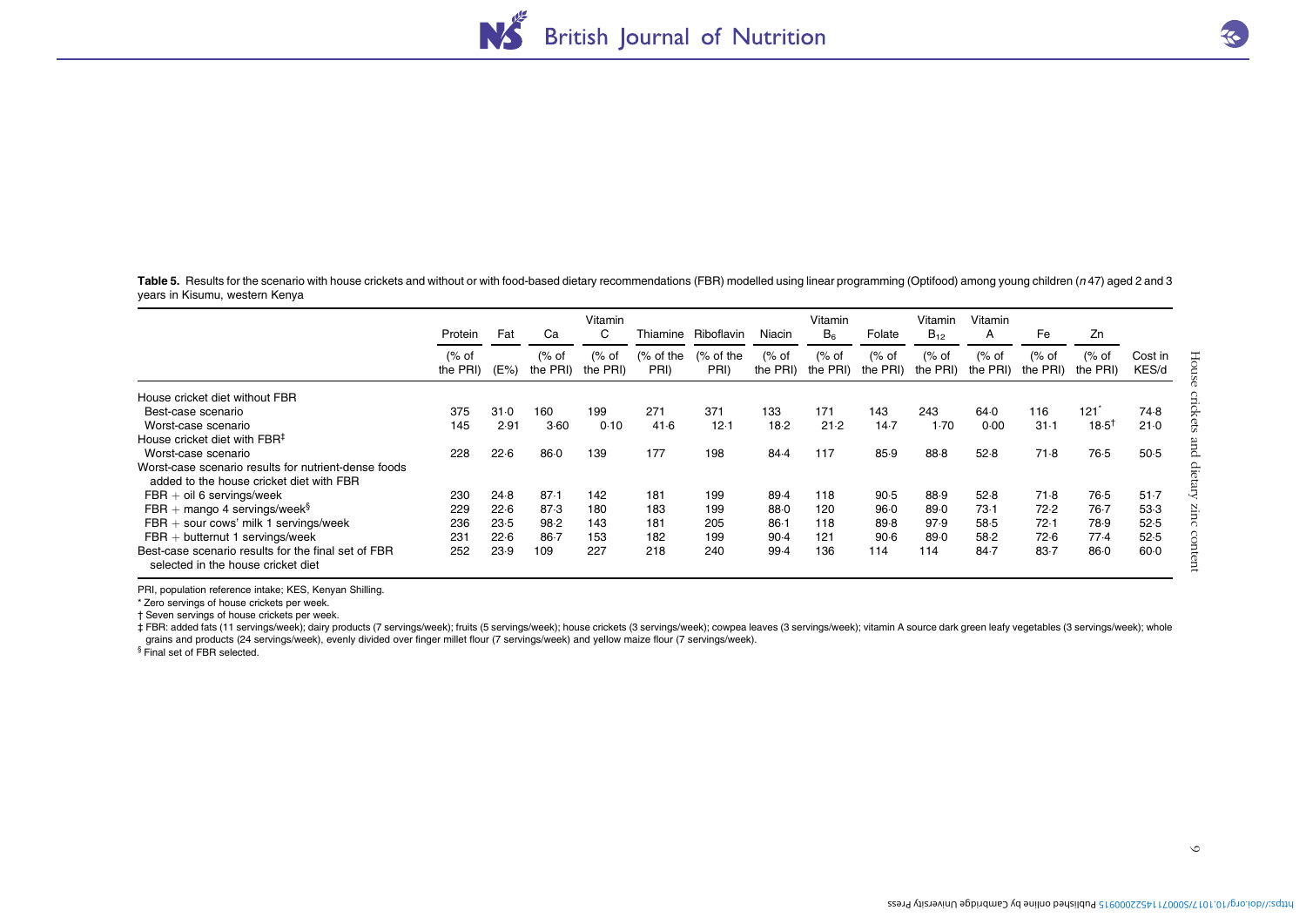**Table 5.** Results for the scenario with house crickets and without or with food-based dietary recommendations (FBR) modelled using linear programming (Optifood) among young children (n 47) aged 2 and 3 years in Kisumu, western Kenya

| | Protein | Fat | Ca | Vitamin C | Thiamine | Riboflavin | Niacin | Vitamin $B_6$ | Folate | Vitamin $B_{12}$ | Vitamin A | Fe | Zn | |
|---|---|---|---|---|---|---|---|---|---|---|---|---|---|---|
| | (% of the PRI) | (E%) | (% of the PRI) | (% of the PRI) | (% of the PRI) | (% of the PRI) | (% of the PRI) | (% of the PRI) | (% of the PRI) | (% of the PRI) | (% of the PRI) | (% of the PRI) | (% of the PRI) | Cost in KES/d |
| House cricket diet without FBR | | | | | | | | | | | | | | |
| Best-case scenario | 375 | 31·0 | 160 | 199 | 271 | 371 | 133 | 171 | 143 | 243 | 64·0 | 116 | 121* | 74·8 |
| Worst-case scenario | 145 | 2·91 | 3·60 | 0·10 | 41·6 | 12·1 | 18·2 | 21·2 | 14·7 | 1·70 | 0·00 | 31·1 | 18·5† | 21·0 |
| House cricket diet with FBR‡ | | | | | | | | | | | | | | |
| Worst-case scenario | 228 | 22·6 | 86·0 | 139 | 177 | 198 | 84·4 | 117 | 85·9 | 88·8 | 52·8 | 71·8 | 76·5 | 50·5 |
| Worst-case scenario results for nutrient-dense foods added to the house cricket diet with FBR | | | | | | | | | | | | | | |
| FBR + oil 6 servings/week | 230 | 24·8 | 87·1 | 142 | 181 | 199 | 89·4 | 118 | 90·5 | 88·9 | 52·8 | 71·8 | 76·5 | 51·7 |
| FBR + mango 4 servings/week§ | 229 | 22·6 | 87·3 | 180 | 183 | 199 | 88·0 | 120 | 96·0 | 89·0 | 73·1 | 72·2 | 76·7 | 53·3 |
| FBR + sour cows' milk 1 servings/week | 236 | 23·5 | 98·2 | 143 | 181 | 205 | 86·1 | 118 | 89·8 | 97·9 | 58·5 | 72·1 | 78·9 | 52·5 |
| FBR + butternut 1 servings/week | 231 | 22·6 | 86·7 | 153 | 182 | 199 | 90·4 | 121 | 90·6 | 89·0 | 58·2 | 72·6 | 77·4 | 52·5 |
| Best-case scenario results for the final set of FBR selected in the house cricket diet | 252 | 23·9 | 109 | 227 | 218 | 240 | 99·4 | 136 | 114 | 114 | 84·7 | 83·7 | 86·0 | 60·0 |

PRI, population reference intake; KES, Kenyan Shilling.

\* Zero servings of house crickets per week.

† Seven servings of house crickets per week.

‡ FBR: added fats (11 servings/week); dairy products (7 servings/week); fruits (5 servings/week); house crickets (3 servings/week); cowpea leaves (3 servings/week); vitamin A source dark green leafy vegetables (3 servings/week); whole grains and products (24 servings/week), evenly divided over finger millet flour (7 servings/week) and yellow maize flour (7 servings/week).

§ Final set of FBR selected.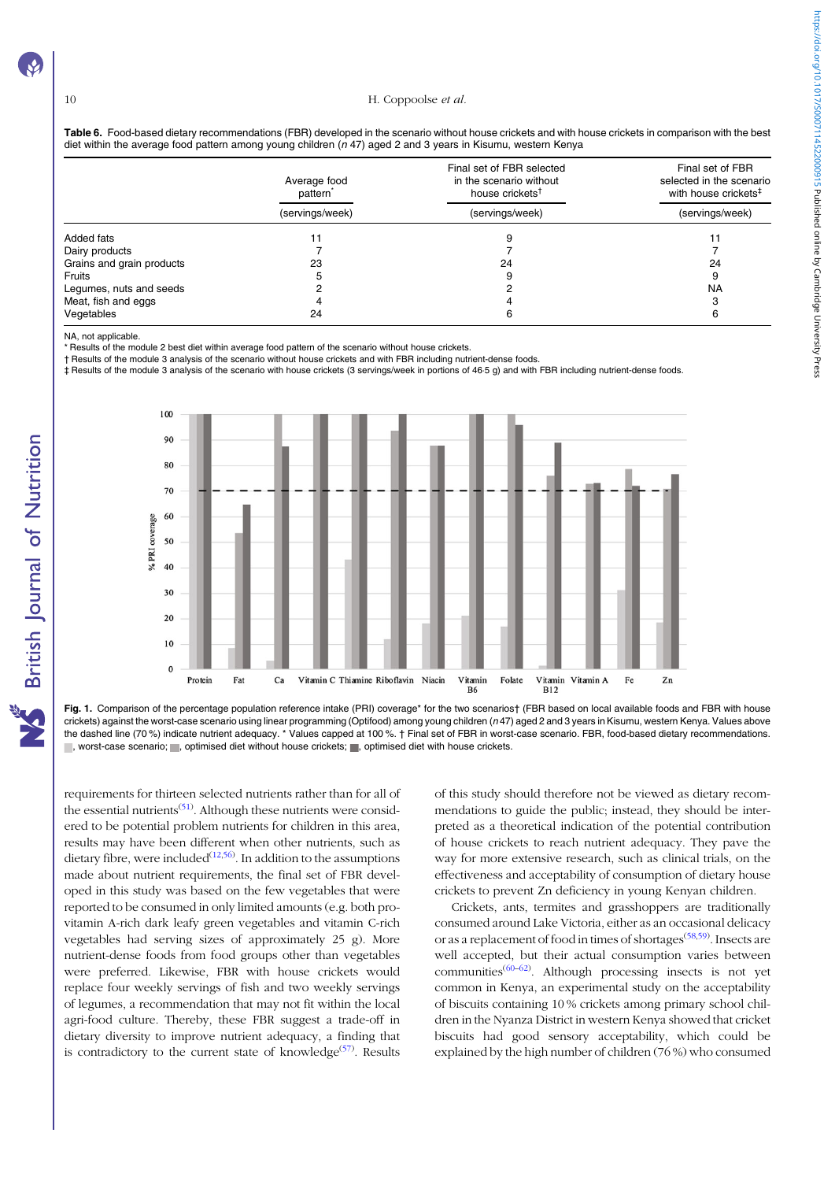**Table 6.** Food-based dietary recommendations (FBR) developed in the scenario without house crickets and with house crickets in comparison with the best diet within the average food pattern among young children (*n* 47) aged 2 and 3 years in Kisumu, western Kenya

| | Average food pattern* | Final set of FBR selected in the scenario without house crickets† | Final set of FBR selected in the scenario with house crickets‡ |
|---|---|---|---|
| | (servings/week) | (servings/week) | (servings/week) |
| Added fats | 11 | 9 | 11 |
| Dairy products | 7 | 7 | 7 |
| Grains and grain products | 23 | 24 | 24 |
| Fruits | 5 | 9 | 9 |
| Legumes, nuts and seeds | 2 | 2 | NA |
| Meat, fish and eggs | 4 | 4 | 3 |
| Vegetables | 24 | 6 | 6 |

NA, not applicable.
\* Results of the module 2 best diet within average food pattern of the scenario without house crickets.
† Results of the module 3 analysis of the scenario without house crickets and with FBR including nutrient-dense foods.
‡ Results of the module 3 analysis of the scenario with house crickets (3 servings/week in portions of 46·5 g) and with FBR including nutrient-dense foods.

% PRI coverage
100
90
80
70
60
50
40
30
20
10
0
Protein Fat Ca Vitamin C Thiamine Riboflavin Niacin Vitamin B6 Folate Vitamin B12 Vitamin A Fe Zn

**Fig. 1.** Comparison of the percentage population reference intake (PRI) coverage* for the two scenarios† (FBR based on local available foods and FBR with house crickets) against the worst-case scenario using linear programming (Optifood) among young children (*n* 47) aged 2 and 3 years in Kisumu, western Kenya. Values above the dashed line (70 %) indicate nutrient adequacy. * Values capped at 100 %. † Final set of FBR in worst-case scenario. FBR, food-based dietary recommendations. ▇, worst-case scenario; ▇, optimised diet without house crickets; ▇, optimised diet with house crickets.

requirements for thirteen selected nutrients rather than for all of the essential nutrients[51]. Although these nutrients were considered to be potential problem nutrients for children in this area, results may have been different when other nutrients, such as dietary fibre, were included[12,56]. In addition to the assumptions made about nutrient requirements, the final set of FBR developed in this study was based on the few vegetables that were reported to be consumed in only limited amounts (e.g. both pro-vitamin A-rich dark leafy green vegetables and vitamin C-rich vegetables had serving sizes of approximately 25 g). More nutrient-dense foods from food groups other than vegetables were preferred. Likewise, FBR with house crickets would replace four weekly servings of fish and two weekly servings of legumes, a recommendation that may not fit within the local agri-food culture. Thereby, these FBR suggest a trade-off in dietary diversity to improve nutrient adequacy, a finding that is contradictory to the current state of knowledge[57]. Results of this study should therefore not be viewed as dietary recommendations to guide the public; instead, they should be interpreted as a theoretical indication of the potential contribution of house crickets to reach nutrient adequacy. They pave the way for more extensive research, such as clinical trials, on the effectiveness and acceptability of consumption of dietary house crickets to prevent Zn deficiency in young Kenyan children.

Crickets, ants, termites and grasshoppers are traditionally consumed around Lake Victoria, either as an occasional delicacy or as a replacement of food in times of shortages[58,59]. Insects are well accepted, but their actual consumption varies between communities[60–62]. Although processing insects is not yet common in Kenya, an experimental study on the acceptability of biscuits containing 10 % crickets among primary school children in the Nyanza District in western Kenya showed that cricket biscuits had good sensory acceptability, which could be explained by the high number of children (76 %) who consumed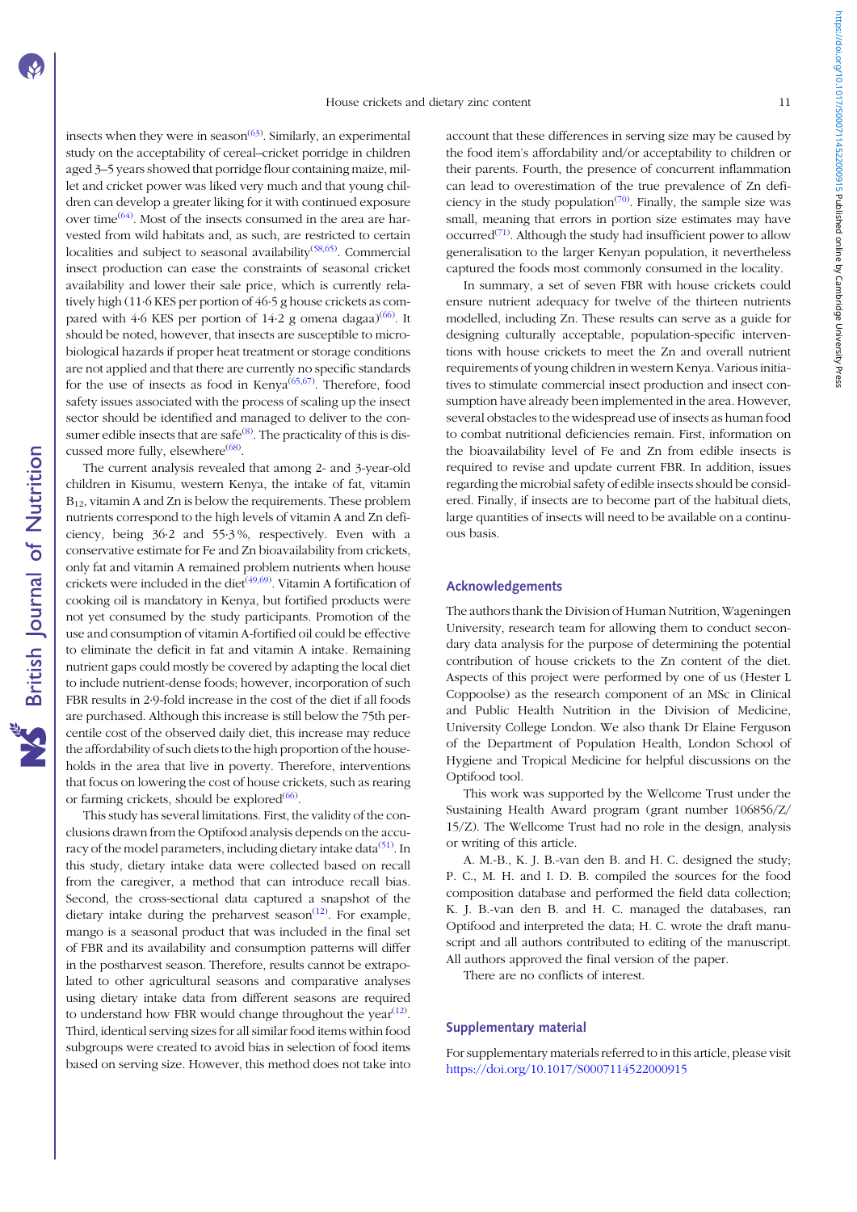insects when they were in season[63]. Similarly, an experimental study on the acceptability of cereal–cricket porridge in children aged 3–5 years showed that porridge flour containing maize, millet and cricket power was liked very much and that young children can develop a greater liking for it with continued exposure over time[64]. Most of the insects consumed in the area are harvested from wild habitats and, as such, are restricted to certain localities and subject to seasonal availability[58,65]. Commercial insect production can ease the constraints of seasonal cricket availability and lower their sale price, which is currently relatively high (11·6 KES per portion of 46·5 g house crickets as compared with 4·6 KES per portion of 14·2 g omena dagaa)[66]. It should be noted, however, that insects are susceptible to microbiological hazards if proper heat treatment or storage conditions are not applied and that there are currently no specific standards for the use of insects as food in Kenya[65,67]. Therefore, food safety issues associated with the process of scaling up the insect sector should be identified and managed to deliver to the consumer edible insects that are safe[8]. The practicality of this is discussed more fully, elsewhere[68].

The current analysis revealed that among 2- and 3-year-old children in Kisumu, western Kenya, the intake of fat, vitamin $B_{12}$, vitamin A and Zn is below the requirements. These problem nutrients correspond to the high levels of vitamin A and Zn deficiency, being 36·2 and 55·3 %, respectively. Even with a conservative estimate for Fe and Zn bioavailability from crickets, only fat and vitamin A remained problem nutrients when house crickets were included in the diet[49,69]. Vitamin A fortification of cooking oil is mandatory in Kenya, but fortified products were not yet consumed by the study participants. Promotion of the use and consumption of vitamin A-fortified oil could be effective to eliminate the deficit in fat and vitamin A intake. Remaining nutrient gaps could mostly be covered by adapting the local diet to include nutrient-dense foods; however, incorporation of such FBR results in 2·9-fold increase in the cost of the diet if all foods are purchased. Although this increase is still below the 75th percentile cost of the observed daily diet, this increase may reduce the affordability of such diets to the high proportion of the households in the area that live in poverty. Therefore, interventions that focus on lowering the cost of house crickets, such as rearing or farming crickets, should be explored[66].

This study has several limitations. First, the validity of the conclusions drawn from the Optifood analysis depends on the accuracy of the model parameters, including dietary intake data[51]. In this study, dietary intake data were collected based on recall from the caregiver, a method that can introduce recall bias. Second, the cross-sectional data captured a snapshot of the dietary intake during the preharvest season[12]. For example, mango is a seasonal product that was included in the final set of FBR and its availability and consumption patterns will differ in the postharvest season. Therefore, results cannot be extrapolated to other agricultural seasons and comparative analyses using dietary intake data from different seasons are required to understand how FBR would change throughout the year[12]. Third, identical serving sizes for all similar food items within food subgroups were created to avoid bias in selection of food items based on serving size. However, this method does not take into account that these differences in serving size may be caused by the food item's affordability and/or acceptability to children or their parents. Fourth, the presence of concurrent inflammation can lead to overestimation of the true prevalence of Zn deficiency in the study population[70]. Finally, the sample size was small, meaning that errors in portion size estimates may have occurred[71]. Although the study had insufficient power to allow generalisation to the larger Kenyan population, it nevertheless captured the foods most commonly consumed in the locality.

In summary, a set of seven FBR with house crickets could ensure nutrient adequacy for twelve of the thirteen nutrients modelled, including Zn. These results can serve as a guide for designing culturally acceptable, population-specific interventions with house crickets to meet the Zn and overall nutrient requirements of young children in western Kenya. Various initiatives to stimulate commercial insect production and insect consumption have already been implemented in the area. However, several obstacles to the widespread use of insects as human food to combat nutritional deficiencies remain. First, information on the bioavailability level of Fe and Zn from edible insects is required to revise and update current FBR. In addition, issues regarding the microbial safety of edible insects should be considered. Finally, if insects are to become part of the habitual diets, large quantities of insects will need to be available on a continuous basis.

## Acknowledgements

The authors thank the Division of Human Nutrition, Wageningen University, research team for allowing them to conduct secondary data analysis for the purpose of determining the potential contribution of house crickets to the Zn content of the diet. Aspects of this project were performed by one of us (Hester L Coppoolse) as the research component of an MSc in Clinical and Public Health Nutrition in the Division of Medicine, University College London. We also thank Dr Elaine Ferguson of the Department of Population Health, London School of Hygiene and Tropical Medicine for helpful discussions on the Optifood tool.

This work was supported by the Wellcome Trust under the Sustaining Health Award program (grant number 106856/Z/15/Z). The Wellcome Trust had no role in the design, analysis or writing of this article.

A. M.-B., K. J. B.-van den B. and H. C. designed the study; P. C., M. H. and I. D. B. compiled the sources for the food composition database and performed the field data collection; K. J. B.-van den B. and H. C. managed the databases, ran Optifood and interpreted the data; H. C. wrote the draft manuscript and all authors contributed to editing of the manuscript. All authors approved the final version of the paper.

There are no conflicts of interest.

## Supplementary material

For supplementary materials referred to in this article, please visit https://doi.org/10.1017/S0007114522000915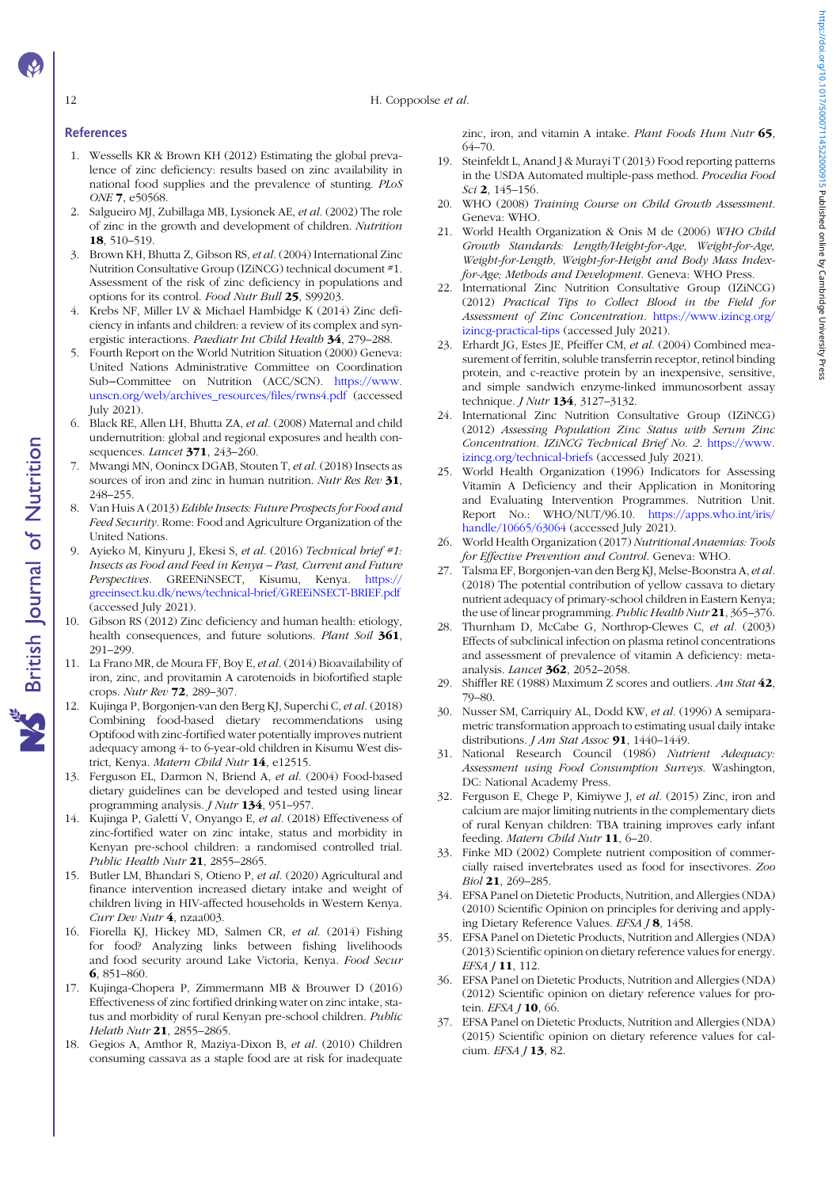## References

1. Wessells KR & Brown KH (2012) Estimating the global prevalence of zinc deficiency: results based on zinc availability in national food supplies and the prevalence of stunting. *PLoS ONE* **7**, e50568.
2. Salgueiro MJ, Zubillaga MB, Lysionek AE, *et al.* (2002) The role of zinc in the growth and development of children. *Nutrition* **18**, 510–519.
3. Brown KH, Bhutta Z, Gibson RS, *et al.* (2004) International Zinc Nutrition Consultative Group (IZiNCG) technical document #1. Assessment of the risk of zinc deficiency in populations and options for its control. *Food Nutr Bull* **25**, S99203.
4. Krebs NF, Miller LV & Michael Hambidge K (2014) Zinc deficiency in infants and children: a review of its complex and synergistic interactions. *Paediatr Int Child Health* **34**, 279–288.
5. Fourth Report on the World Nutrition Situation (2000) Geneva: United Nations Administrative Committee on Coordination Sub–Committee on Nutrition (ACC/SCN). https://www.unscn.org/web/archives_resources/files/rwns4.pdf (accessed July 2021).
6. Black RE, Allen LH, Bhutta ZA, *et al.* (2008) Maternal and child undernutrition: global and regional exposures and health consequences. *Lancet* **371**, 243–260.
7. Mwangi MN, Oonincx DGAB, Stouten T, *et al.* (2018) Insects as sources of iron and zinc in human nutrition. *Nutr Res Rev* **31**, 248–255.
8. Van Huis A (2013) *Edible Insects: Future Prospects for Food and Feed Security*. Rome: Food and Agriculture Organization of the United Nations.
9. Ayieko M, Kinyuru J, Ekesi S, *et al.* (2016) *Technical brief #1: Insects as Food and Feed in Kenya – Past, Current and Future Perspectives*. GREENiNSECT, Kisumu, Kenya. https://greeinsect.ku.dk/news/technical-brief/GREEiNSECT-BRIEF.pdf (accessed July 2021).
10. Gibson RS (2012) Zinc deficiency and human health: etiology, health consequences, and future solutions. *Plant Soil* **361**, 291–299.
11. La Frano MR, de Moura FF, Boy E, *et al.* (2014) Bioavailability of iron, zinc, and provitamin A carotenoids in biofortified staple crops. *Nutr Rev* **72**, 289–307.
12. Kujinga P, Borgonjen-van den Berg KJ, Superchi C, *et al.* (2018) Combining food-based dietary recommendations using Optifood with zinc-fortified water potentially improves nutrient adequacy among 4- to 6-year-old children in Kisumu West district, Kenya. *Matern Child Nutr* **14**, e12515.
13. Ferguson EL, Darmon N, Briend A, *et al.* (2004) Food-based dietary guidelines can be developed and tested using linear programming analysis. *J Nutr* **134**, 951–957.
14. Kujinga P, Galetti V, Onyango E, *et al.* (2018) Effectiveness of zinc-fortified water on zinc intake, status and morbidity in Kenyan pre-school children: a randomised controlled trial. *Public Health Nutr* **21**, 2855–2865.
15. Butler LM, Bhandari S, Otieno P, *et al.* (2020) Agricultural and finance intervention increased dietary intake and weight of children living in HIV-affected households in Western Kenya. *Curr Dev Nutr* **4**, nzaa003.
16. Fiorella KJ, Hickey MD, Salmen CR, *et al.* (2014) Fishing for food? Analyzing links between fishing livelihoods and food security around Lake Victoria, Kenya. *Food Secur* **6**, 851–860.
17. Kujinga-Chopera P, Zimmermann MB & Brouwer D (2016) Effectiveness of zinc fortified drinking water on zinc intake, status and morbidity of rural Kenyan pre-school children. *Public Helath Nutr* **21**, 2855–2865.
18. Gegios A, Amthor R, Maziya-Dixon B, *et al.* (2010) Children consuming cassava as a staple food are at risk for inadequate zinc, iron, and vitamin A intake. *Plant Foods Hum Nutr* **65**, 64–70.
19. Steinfeldt L, Anand J & Murayi T (2013) Food reporting patterns in the USDA Automated multiple-pass method. *Procedia Food Sci* **2**, 145–156.
20. WHO (2008) *Training Course on Child Growth Assessment*. Geneva: WHO.
21. World Health Organization & Onis M de (2006) *WHO Child Growth Standards: Length/Height-for-Age, Weight-for-Age, Weight-for-Length, Weight-for-Height and Body Mass Index-for-Age; Methods and Development*. Geneva: WHO Press.
22. International Zinc Nutrition Consultative Group (IZiNCG) (2012) *Practical Tips to Collect Blood in the Field for Assessment of Zinc Concentration*. https://www.izincg.org/izincg-practical-tips (accessed July 2021).
23. Erhardt JG, Estes JE, Pfeiffer CM, *et al.* (2004) Combined measurement of ferritin, soluble transferrin receptor, retinol binding protein, and c-reactive protein by an inexpensive, sensitive, and simple sandwich enzyme-linked immunosorbent assay technique. *J Nutr* **134**, 3127–3132.
24. International Zinc Nutrition Consultative Group (IZiNCG) (2012) *Assessing Population Zinc Status with Serum Zinc Concentration. IZiNCG Technical Brief No. 2*. https://www.izincg.org/technical-briefs (accessed July 2021).
25. World Health Organization (1996) Indicators for Assessing Vitamin A Deficiency and their Application in Monitoring and Evaluating Intervention Programmes. Nutrition Unit. Report No.: WHO/NUT/96.10. https://apps.who.int/iris/handle/10665/63064 (accessed July 2021).
26. World Health Organization (2017) *Nutritional Anaemias: Tools for Effective Prevention and Control*. Geneva: WHO.
27. Talsma EF, Borgonjen-van den Berg KJ, Melse-Boonstra A, *et al.* (2018) The potential contribution of yellow cassava to dietary nutrient adequacy of primary-school children in Eastern Kenya; the use of linear programming. *Public Health Nutr* **21**, 365–376.
28. Thurnham D, McCabe G, Northrop-Clewes C, *et al.* (2003) Effects of subclinical infection on plasma retinol concentrations and assessment of prevalence of vitamin A deficiency: meta-analysis. *Lancet* **362**, 2052–2058.
29. Shiffler RE (1988) Maximum Z scores and outliers. *Am Stat* **42**, 79–80.
30. Nusser SM, Carriquiry AL, Dodd KW, *et al.* (1996) A semiparametric transformation approach to estimating usual daily intake distributions. *J Am Stat Assoc* **91**, 1440–1449.
31. National Research Council (1986) *Nutrient Adequacy: Assessment using Food Consumption Surveys*. Washington, DC: National Academy Press.
32. Ferguson E, Chege P, Kimiywe J, *et al.* (2015) Zinc, iron and calcium are major limiting nutrients in the complementary diets of rural Kenyan children: TBA training improves early infant feeding. *Matern Child Nutr* **11**, 6–20.
33. Finke MD (2002) Complete nutrient composition of commercially raised invertebrates used as food for insectivores. *Zoo Biol* **21**, 269–285.
34. EFSA Panel on Dietetic Products, Nutrition, and Allergies (NDA) (2010) Scientific Opinion on principles for deriving and applying Dietary Reference Values. *EFSA J* **8**, 1458.
35. EFSA Panel on Dietetic Products, Nutrition and Allergies (NDA) (2013) Scientific opinion on dietary reference values for energy. *EFSA J* **11**, 112.
36. EFSA Panel on Dietetic Products, Nutrition and Allergies (NDA) (2012) Scientific opinion on dietary reference values for protein. *EFSA J* **10**, 66.
37. EFSA Panel on Dietetic Products, Nutrition and Allergies (NDA) (2015) Scientific opinion on dietary reference values for calcium. *EFSA J* **13**, 82.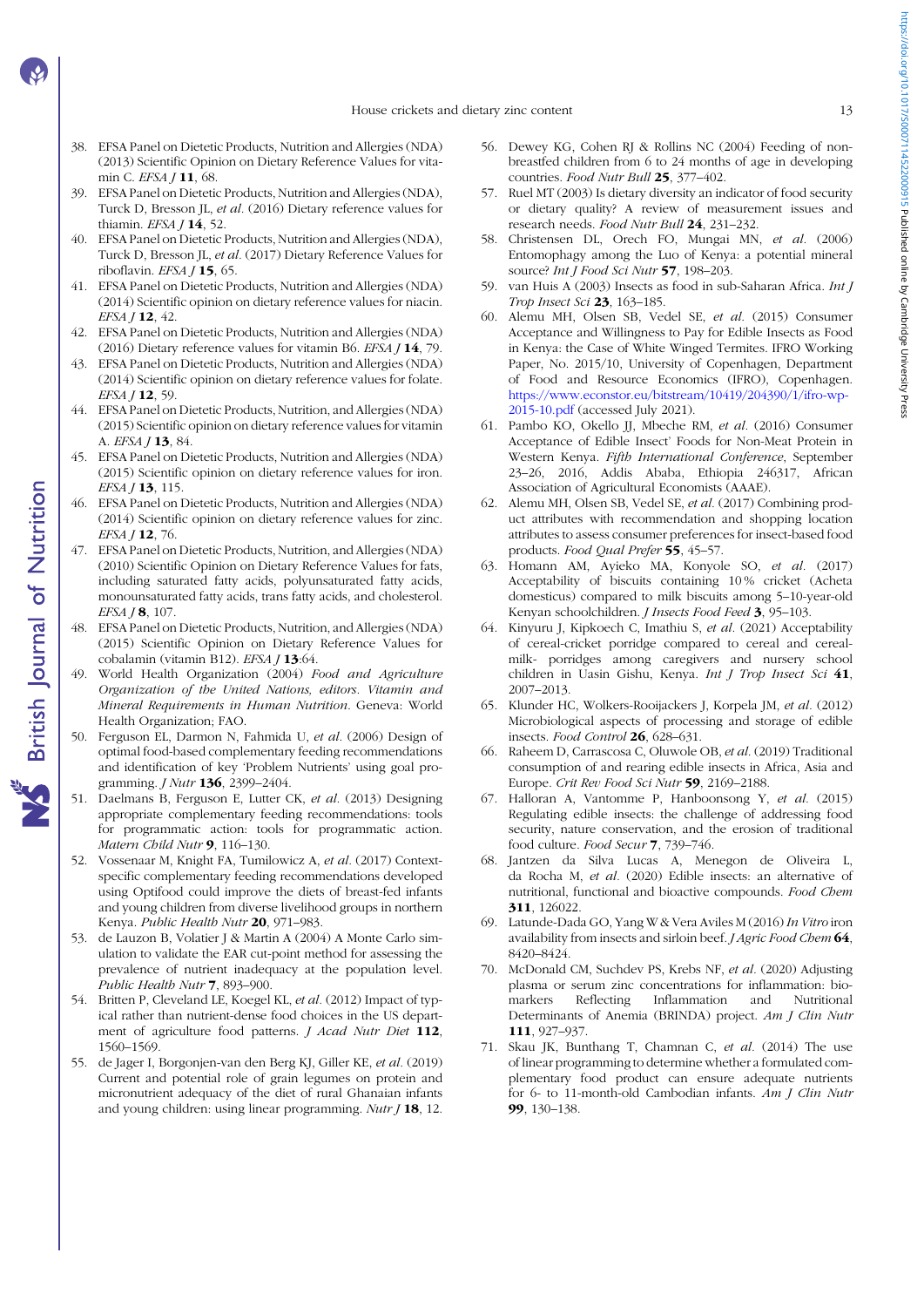38. EFSA Panel on Dietetic Products, Nutrition and Allergies (NDA) (2013) Scientific Opinion on Dietary Reference Values for vitamin C. *EFSA J* **11**, 68.
39. EFSA Panel on Dietetic Products, Nutrition and Allergies (NDA), Turck D, Bresson JL, *et al.* (2016) Dietary reference values for thiamin. *EFSA J* **14**, 52.
40. EFSA Panel on Dietetic Products, Nutrition and Allergies (NDA), Turck D, Bresson JL, *et al.* (2017) Dietary Reference Values for riboflavin. *EFSA J* **15**, 65.
41. EFSA Panel on Dietetic Products, Nutrition and Allergies (NDA) (2014) Scientific opinion on dietary reference values for niacin. *EFSA J* **12**, 42.
42. EFSA Panel on Dietetic Products, Nutrition and Allergies (NDA) (2016) Dietary reference values for vitamin B6. *EFSA J* **14**, 79.
43. EFSA Panel on Dietetic Products, Nutrition and Allergies (NDA) (2014) Scientific opinion on dietary reference values for folate. *EFSA J* **12**, 59.
44. EFSA Panel on Dietetic Products, Nutrition, and Allergies (NDA) (2015) Scientific opinion on dietary reference values for vitamin A. *EFSA J* **13**, 84.
45. EFSA Panel on Dietetic Products, Nutrition and Allergies (NDA) (2015) Scientific opinion on dietary reference values for iron. *EFSA J* **13**, 115.
46. EFSA Panel on Dietetic Products, Nutrition and Allergies (NDA) (2014) Scientific opinion on dietary reference values for zinc. *EFSA J* **12**, 76.
47. EFSA Panel on Dietetic Products, Nutrition, and Allergies (NDA) (2010) Scientific Opinion on Dietary Reference Values for fats, including saturated fatty acids, polyunsaturated fatty acids, monounsaturated fatty acids, trans fatty acids, and cholesterol. *EFSA J* **8**, 107.
48. EFSA Panel on Dietetic Products, Nutrition, and Allergies (NDA) (2015) Scientific Opinion on Dietary Reference Values for cobalamin (vitamin B12). *EFSA J* **13**:64.
49. World Health Organization (2004) *Food and Agriculture Organization of the United Nations, editors. Vitamin and Mineral Requirements in Human Nutrition*. Geneva: World Health Organization; FAO.
50. Ferguson EL, Darmon N, Fahmida U, *et al.* (2006) Design of optimal food-based complementary feeding recommendations and identification of key 'Problem Nutrients' using goal programming. *J Nutr* **136**, 2399–2404.
51. Daelmans B, Ferguson E, Lutter CK, *et al.* (2013) Designing appropriate complementary feeding recommendations: tools for programmatic action: tools for programmatic action. *Matern Child Nutr* **9**, 116–130.
52. Vossenaar M, Knight FA, Tumilowicz A, *et al.* (2017) Context-specific complementary feeding recommendations developed using Optifood could improve the diets of breast-fed infants and young children from diverse livelihood groups in northern Kenya. *Public Health Nutr* **20**, 971–983.
53. de Lauzon B, Volatier J & Martin A (2004) A Monte Carlo simulation to validate the EAR cut-point method for assessing the prevalence of nutrient inadequacy at the population level. *Public Health Nutr* **7**, 893–900.
54. Britten P, Cleveland LE, Koegel KL, *et al.* (2012) Impact of typical rather than nutrient-dense food choices in the US department of agriculture food patterns. *J Acad Nutr Diet* **112**, 1560–1569.
55. de Jager I, Borgonjen-van den Berg KJ, Giller KE, *et al.* (2019) Current and potential role of grain legumes on protein and micronutrient adequacy of the diet of rural Ghanaian infants and young children: using linear programming. *Nutr J* **18**, 12.
56. Dewey KG, Cohen RJ & Rollins NC (2004) Feeding of non-breastfed children from 6 to 24 months of age in developing countries. *Food Nutr Bull* **25**, 377–402.
57. Ruel MT (2003) Is dietary diversity an indicator of food security or dietary quality? A review of measurement issues and research needs. *Food Nutr Bull* **24**, 231–232.
58. Christensen DL, Orech FO, Mungai MN, *et al.* (2006) Entomophagy among the Luo of Kenya: a potential mineral source? *Int J Food Sci Nutr* **57**, 198–203.
59. van Huis A (2003) Insects as food in sub-Saharan Africa. *Int J Trop Insect Sci* **23**, 163–185.
60. Alemu MH, Olsen SB, Vedel SE, *et al.* (2015) Consumer Acceptance and Willingness to Pay for Edible Insects as Food in Kenya: the Case of White Winged Termites. IFRO Working Paper, No. 2015/10, University of Copenhagen, Department of Food and Resource Economics (IFRO), Copenhagen. https://www.econstor.eu/bitstream/10419/204390/1/ifro-wp-2015-10.pdf (accessed July 2021).
61. Pambo KO, Okello JJ, Mbeche RM, *et al.* (2016) Consumer Acceptance of Edible Insect' Foods for Non-Meat Protein in Western Kenya. *Fifth International Conference*, September 23–26, 2016, Addis Ababa, Ethiopia 246317, African Association of Agricultural Economists (AAAE).
62. Alemu MH, Olsen SB, Vedel SE, *et al.* (2017) Combining product attributes with recommendation and shopping location attributes to assess consumer preferences for insect-based food products. *Food Qual Prefer* **55**, 45–57.
63. Homann AM, Ayieko MA, Konyole SO, *et al.* (2017) Acceptability of biscuits containing 10 % cricket (Acheta domesticus) compared to milk biscuits among 5–10-year-old Kenyan schoolchildren. *J Insects Food Feed* **3**, 95–103.
64. Kinyuru J, Kipkoech C, Imathiu S, *et al.* (2021) Acceptability of cereal-cricket porridge compared to cereal and cereal-milk- porridges among caregivers and nursery school children in Uasin Gishu, Kenya. *Int J Trop Insect Sci* **41**, 2007–2013.
65. Klunder HC, Wolkers-Rooijackers J, Korpela JM, *et al.* (2012) Microbiological aspects of processing and storage of edible insects. *Food Control* **26**, 628–631.
66. Raheem D, Carrascosa C, Oluwole OB, *et al.* (2019) Traditional consumption of and rearing edible insects in Africa, Asia and Europe. *Crit Rev Food Sci Nutr* **59**, 2169–2188.
67. Halloran A, Vantomme P, Hanboonsong Y, *et al.* (2015) Regulating edible insects: the challenge of addressing food security, nature conservation, and the erosion of traditional food culture. *Food Secur* **7**, 739–746.
68. Jantzen da Silva Lucas A, Menegon de Oliveira L, da Rocha M, *et al.* (2020) Edible insects: an alternative of nutritional, functional and bioactive compounds. *Food Chem* **311**, 126022.
69. Latunde-Dada GO, Yang W & Vera Aviles M (2016) *In Vitro* iron availability from insects and sirloin beef. *J Agric Food Chem* **64**, 8420–8424.
70. McDonald CM, Suchdev PS, Krebs NF, *et al.* (2020) Adjusting plasma or serum zinc concentrations for inflammation: biomarkers Reflecting Inflammation and Nutritional Determinants of Anemia (BRINDA) project. *Am J Clin Nutr* **111**, 927–937.
71. Skau JK, Bunthang T, Chamnan C, *et al.* (2014) The use of linear programming to determine whether a formulated complementary food product can ensure adequate nutrients for 6- to 11-month-old Cambodian infants. *Am J Clin Nutr* **99**, 130–138.